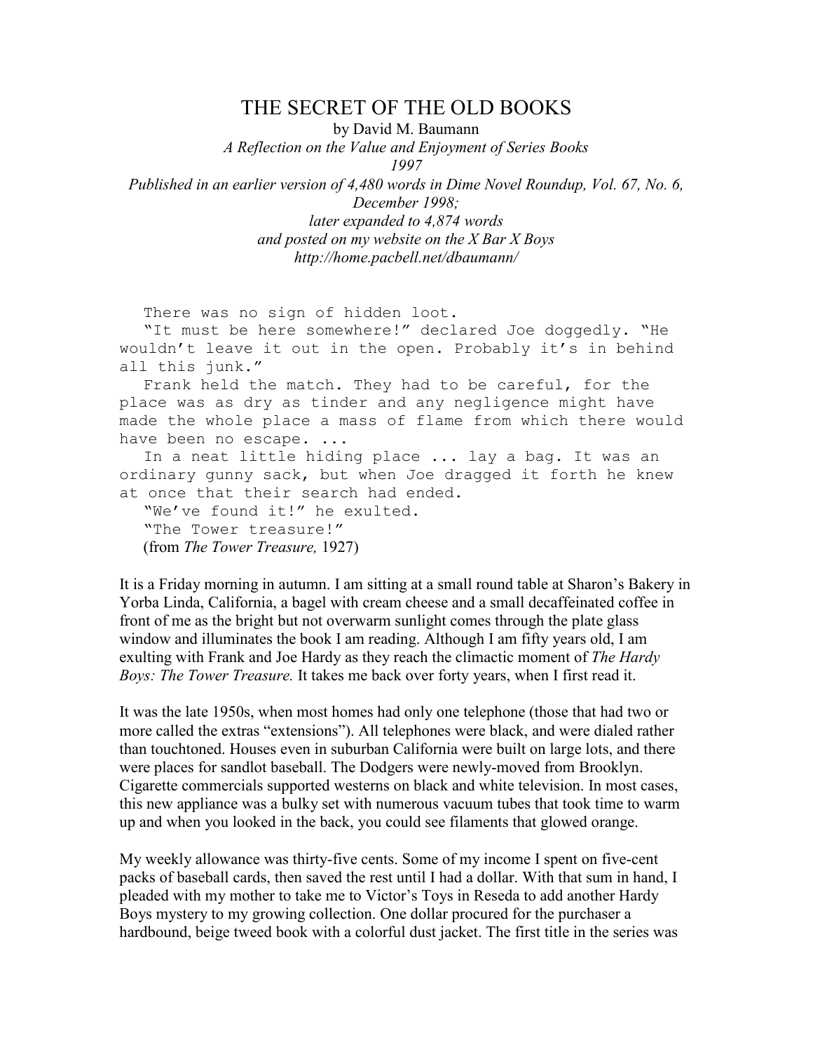# THE SECRET OF THE OLD BOOKS

by David M. Baumann

*A Reflection on the Value and Enjoyment of Series Books*

*1997*

*Published in an earlier version of 4,480 words in Dime Novel Roundup, Vol. 67, No. 6, December 1998;*
*later expanded to 4,874 words*
*and posted on my website on the X Bar X Boys*
*http://home.pacbell.net/dbaumann/*

> There was no sign of hidden loot.
>
> "It must be here somewhere!" declared Joe doggedly. "He wouldn't leave it out in the open. Probably it's in behind all this junk."
>
> Frank held the match. They had to be careful, for the place was as dry as tinder and any negligence might have made the whole place a mass of flame from which there would have been no escape. ...
>
> In a neat little hiding place ... lay a bag. It was an ordinary gunny sack, but when Joe dragged it forth he knew at once that their search had ended.
>
> "We've found it!" he exulted.
>
> "The Tower treasure!"
>
> (from *The Tower Treasure,* 1927)

It is a Friday morning in autumn. I am sitting at a small round table at Sharon's Bakery in Yorba Linda, California, a bagel with cream cheese and a small decaffeinated coffee in front of me as the bright but not overwarm sunlight comes through the plate glass window and illuminates the book I am reading. Although I am fifty years old, I am exulting with Frank and Joe Hardy as they reach the climactic moment of *The Hardy Boys: The Tower Treasure.* It takes me back over forty years, when I first read it.

It was the late 1950s, when most homes had only one telephone (those that had two or more called the extras "extensions"). All telephones were black, and were dialed rather than touchtoned. Houses even in suburban California were built on large lots, and there were places for sandlot baseball. The Dodgers were newly-moved from Brooklyn. Cigarette commercials supported westerns on black and white television. In most cases, this new appliance was a bulky set with numerous vacuum tubes that took time to warm up and when you looked in the back, you could see filaments that glowed orange.

My weekly allowance was thirty-five cents. Some of my income I spent on five-cent packs of baseball cards, then saved the rest until I had a dollar. With that sum in hand, I pleaded with my mother to take me to Victor's Toys in Reseda to add another Hardy Boys mystery to my growing collection. One dollar procured for the purchaser a hardbound, beige tweed book with a colorful dust jacket. The first title in the series was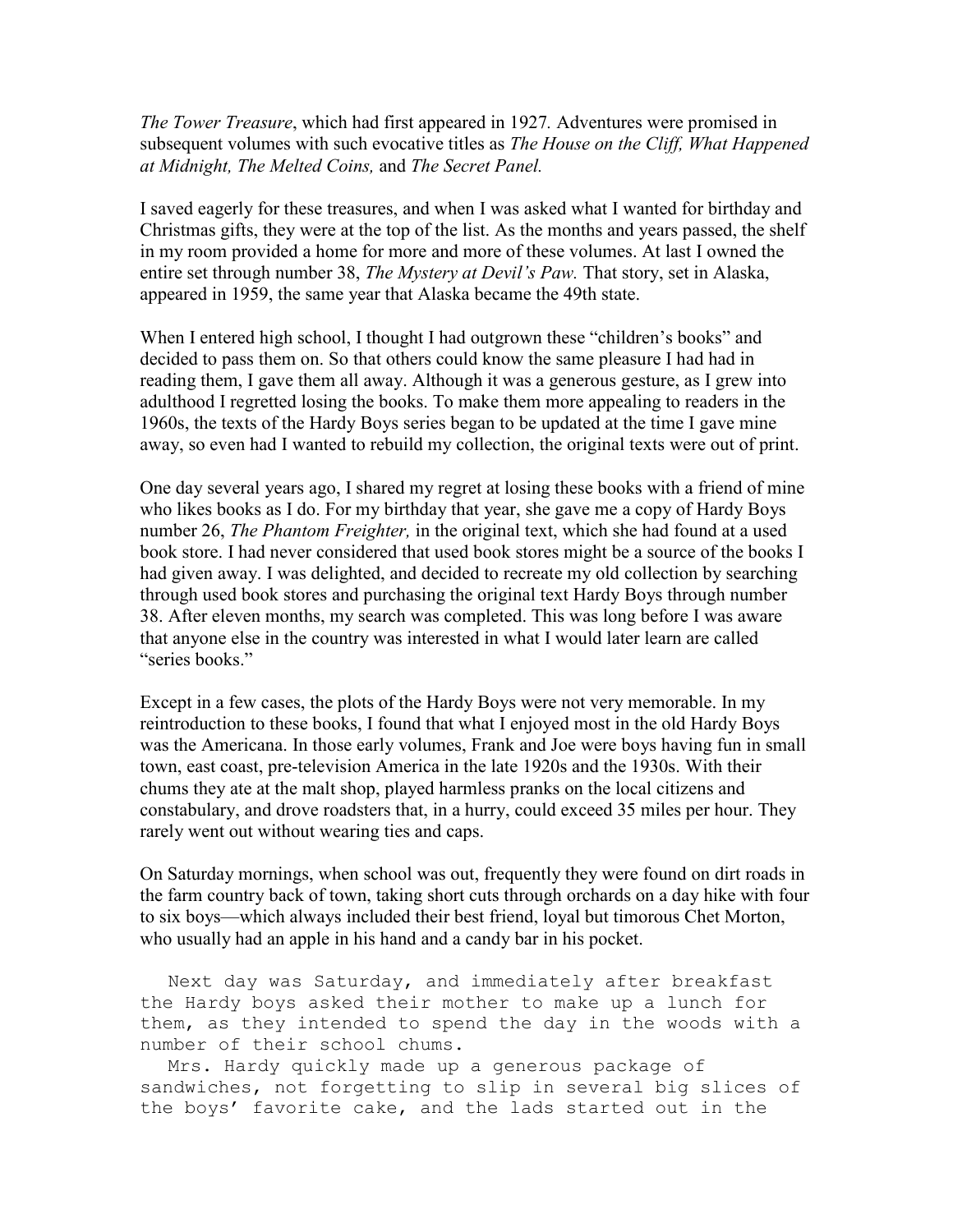*The Tower Treasure*, which had first appeared in 1927*.* Adventures were promised in subsequent volumes with such evocative titles as *The House on the Cliff, What Happened at Midnight, The Melted Coins,* and *The Secret Panel.*

I saved eagerly for these treasures, and when I was asked what I wanted for birthday and Christmas gifts, they were at the top of the list. As the months and years passed, the shelf in my room provided a home for more and more of these volumes. At last I owned the entire set through number 38, *The Mystery at Devil's Paw.* That story, set in Alaska, appeared in 1959, the same year that Alaska became the 49th state.

When I entered high school, I thought I had outgrown these "children's books" and decided to pass them on. So that others could know the same pleasure I had had in reading them, I gave them all away. Although it was a generous gesture, as I grew into adulthood I regretted losing the books. To make them more appealing to readers in the 1960s, the texts of the Hardy Boys series began to be updated at the time I gave mine away, so even had I wanted to rebuild my collection, the original texts were out of print.

One day several years ago, I shared my regret at losing these books with a friend of mine who likes books as I do. For my birthday that year, she gave me a copy of Hardy Boys number 26, *The Phantom Freighter,* in the original text, which she had found at a used book store. I had never considered that used book stores might be a source of the books I had given away. I was delighted, and decided to recreate my old collection by searching through used book stores and purchasing the original text Hardy Boys through number 38. After eleven months, my search was completed. This was long before I was aware that anyone else in the country was interested in what I would later learn are called "series books."

Except in a few cases, the plots of the Hardy Boys were not very memorable. In my reintroduction to these books, I found that what I enjoyed most in the old Hardy Boys was the Americana. In those early volumes, Frank and Joe were boys having fun in small town, east coast, pre-television America in the late 1920s and the 1930s. With their chums they ate at the malt shop, played harmless pranks on the local citizens and constabulary, and drove roadsters that, in a hurry, could exceed 35 miles per hour. They rarely went out without wearing ties and caps.

On Saturday mornings, when school was out, frequently they were found on dirt roads in the farm country back of town, taking short cuts through orchards on a day hike with four to six boys—which always included their best friend, loyal but timorous Chet Morton, who usually had an apple in his hand and a candy bar in his pocket.

> Next day was Saturday, and immediately after breakfast the Hardy boys asked their mother to make up a lunch for them, as they intended to spend the day in the woods with a number of their school chums.
>
> Mrs. Hardy quickly made up a generous package of sandwiches, not forgetting to slip in several big slices of the boys' favorite cake, and the lads started out in the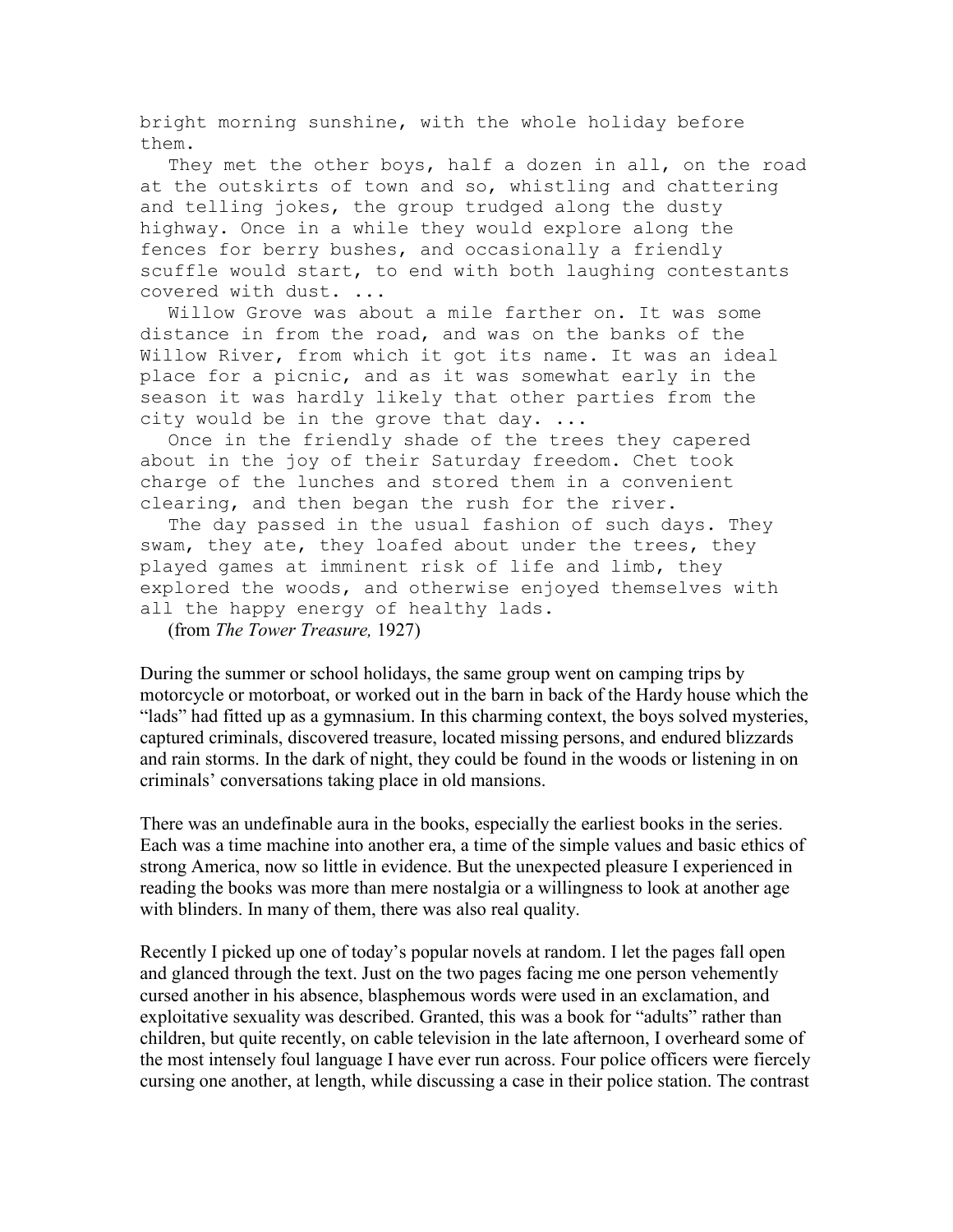bright morning sunshine, with the whole holiday before them.

They met the other boys, half a dozen in all, on the road at the outskirts of town and so, whistling and chattering and telling jokes, the group trudged along the dusty highway. Once in a while they would explore along the fences for berry bushes, and occasionally a friendly scuffle would start, to end with both laughing contestants covered with dust. ...

Willow Grove was about a mile farther on. It was some distance in from the road, and was on the banks of the Willow River, from which it got its name. It was an ideal place for a picnic, and as it was somewhat early in the season it was hardly likely that other parties from the city would be in the grove that day. ...

Once in the friendly shade of the trees they capered about in the joy of their Saturday freedom. Chet took charge of the lunches and stored them in a convenient clearing, and then began the rush for the river.

The day passed in the usual fashion of such days. They swam, they ate, they loafed about under the trees, they played games at imminent risk of life and limb, they explored the woods, and otherwise enjoyed themselves with all the happy energy of healthy lads.

(from *The Tower Treasure,* 1927)

During the summer or school holidays, the same group went on camping trips by motorcycle or motorboat, or worked out in the barn in back of the Hardy house which the "lads" had fitted up as a gymnasium. In this charming context, the boys solved mysteries, captured criminals, discovered treasure, located missing persons, and endured blizzards and rain storms. In the dark of night, they could be found in the woods or listening in on criminals' conversations taking place in old mansions.

There was an undefinable aura in the books, especially the earliest books in the series. Each was a time machine into another era, a time of the simple values and basic ethics of strong America, now so little in evidence. But the unexpected pleasure I experienced in reading the books was more than mere nostalgia or a willingness to look at another age with blinders. In many of them, there was also real quality.

Recently I picked up one of today's popular novels at random. I let the pages fall open and glanced through the text. Just on the two pages facing me one person vehemently cursed another in his absence, blasphemous words were used in an exclamation, and exploitative sexuality was described. Granted, this was a book for "adults" rather than children, but quite recently, on cable television in the late afternoon, I overheard some of the most intensely foul language I have ever run across. Four police officers were fiercely cursing one another, at length, while discussing a case in their police station. The contrast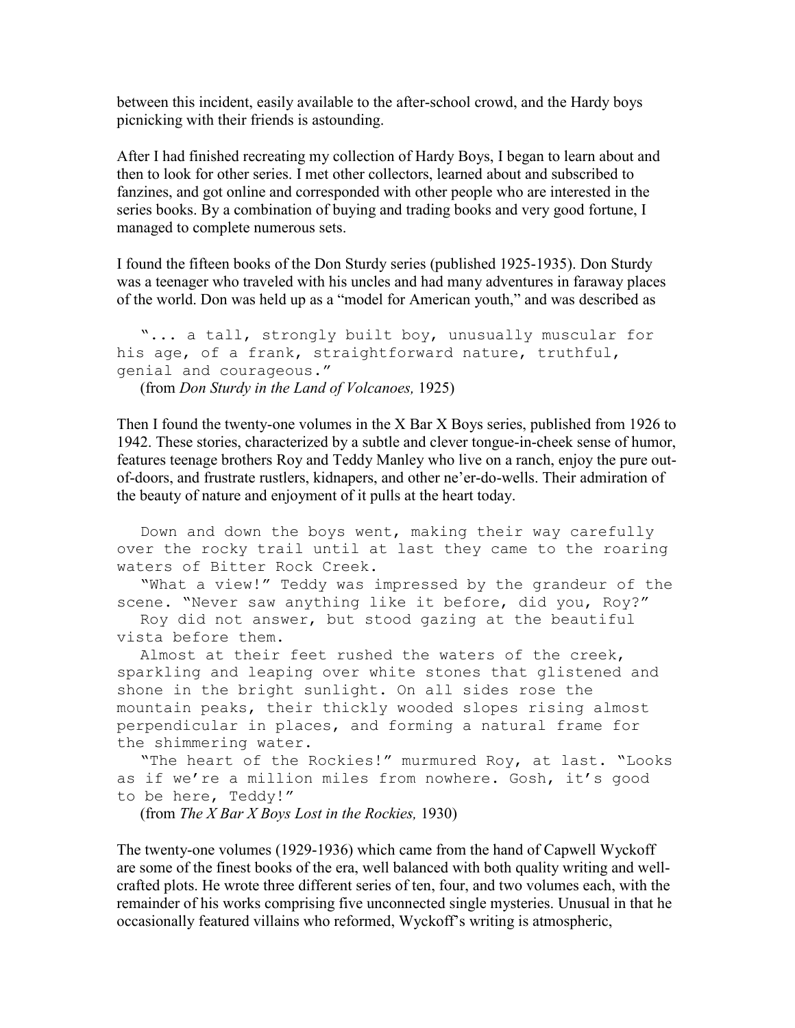between this incident, easily available to the after-school crowd, and the Hardy boys picnicking with their friends is astounding.

After I had finished recreating my collection of Hardy Boys, I began to learn about and then to look for other series. I met other collectors, learned about and subscribed to fanzines, and got online and corresponded with other people who are interested in the series books. By a combination of buying and trading books and very good fortune, I managed to complete numerous sets.

I found the fifteen books of the Don Sturdy series (published 1925-1935). Don Sturdy was a teenager who traveled with his uncles and had many adventures in faraway places of the world. Don was held up as a "model for American youth," and was described as

> "... a tall, strongly built boy, unusually muscular for his age, of a frank, straightforward nature, truthful, genial and courageous."
>
> (from *Don Sturdy in the Land of Volcanoes,* 1925)

Then I found the twenty-one volumes in the X Bar X Boys series, published from 1926 to 1942. These stories, characterized by a subtle and clever tongue-in-cheek sense of humor, features teenage brothers Roy and Teddy Manley who live on a ranch, enjoy the pure out-of-doors, and frustrate rustlers, kidnapers, and other ne'er-do-wells. Their admiration of the beauty of nature and enjoyment of it pulls at the heart today.

> Down and down the boys went, making their way carefully over the rocky trail until at last they came to the roaring waters of Bitter Rock Creek.
>
> "What a view!" Teddy was impressed by the grandeur of the scene. "Never saw anything like it before, did you, Roy?"
>
> Roy did not answer, but stood gazing at the beautiful vista before them.
>
> Almost at their feet rushed the waters of the creek, sparkling and leaping over white stones that glistened and shone in the bright sunlight. On all sides rose the mountain peaks, their thickly wooded slopes rising almost perpendicular in places, and forming a natural frame for the shimmering water.
>
> "The heart of the Rockies!" murmured Roy, at last. "Looks as if we're a million miles from nowhere. Gosh, it's good to be here, Teddy!"
>
> (from *The X Bar X Boys Lost in the Rockies,* 1930)

The twenty-one volumes (1929-1936) which came from the hand of Capwell Wyckoff are some of the finest books of the era, well balanced with both quality writing and well-crafted plots. He wrote three different series of ten, four, and two volumes each, with the remainder of his works comprising five unconnected single mysteries. Unusual in that he occasionally featured villains who reformed, Wyckoff's writing is atmospheric,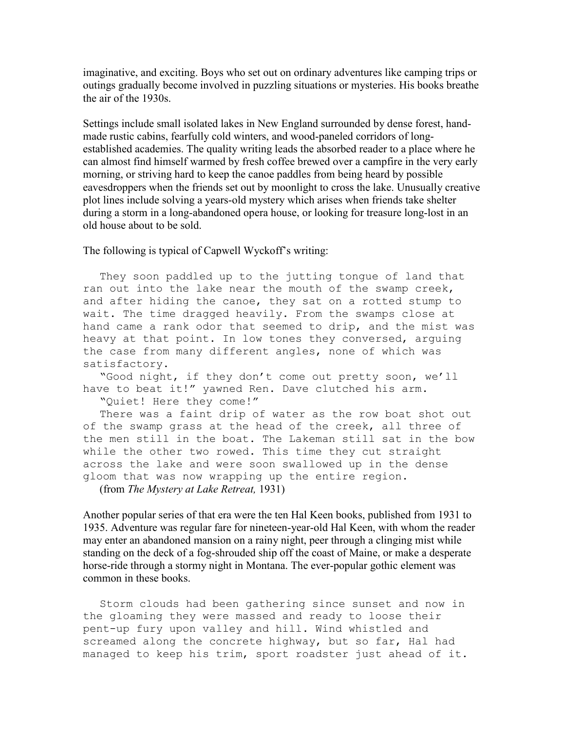imaginative, and exciting. Boys who set out on ordinary adventures like camping trips or outings gradually become involved in puzzling situations or mysteries. His books breathe the air of the 1930s.

Settings include small isolated lakes in New England surrounded by dense forest, hand-made rustic cabins, fearfully cold winters, and wood-paneled corridors of long-established academies. The quality writing leads the absorbed reader to a place where he can almost find himself warmed by fresh coffee brewed over a campfire in the very early morning, or striving hard to keep the canoe paddles from being heard by possible eavesdroppers when the friends set out by moonlight to cross the lake. Unusually creative plot lines include solving a years-old mystery which arises when friends take shelter during a storm in a long-abandoned opera house, or looking for treasure long-lost in an old house about to be sold.

The following is typical of Capwell Wyckoff's writing:

> They soon paddled up to the jutting tongue of land that ran out into the lake near the mouth of the swamp creek, and after hiding the canoe, they sat on a rotted stump to wait. The time dragged heavily. From the swamps close at hand came a rank odor that seemed to drip, and the mist was heavy at that point. In low tones they conversed, arguing the case from many different angles, none of which was satisfactory.
>
> "Good night, if they don't come out pretty soon, we'll have to beat it!" yawned Ren. Dave clutched his arm.
>
> "Quiet! Here they come!"
>
> There was a faint drip of water as the row boat shot out of the swamp grass at the head of the creek, all three of the men still in the boat. The Lakeman still sat in the bow while the other two rowed. This time they cut straight across the lake and were soon swallowed up in the dense gloom that was now wrapping up the entire region.
>
> (from *The Mystery at Lake Retreat,* 1931)

Another popular series of that era were the ten Hal Keen books, published from 1931 to 1935. Adventure was regular fare for nineteen-year-old Hal Keen, with whom the reader may enter an abandoned mansion on a rainy night, peer through a clinging mist while standing on the deck of a fog-shrouded ship off the coast of Maine, or make a desperate horse-ride through a stormy night in Montana. The ever-popular gothic element was common in these books.

> Storm clouds had been gathering since sunset and now in the gloaming they were massed and ready to loose their pent-up fury upon valley and hill. Wind whistled and screamed along the concrete highway, but so far, Hal had managed to keep his trim, sport roadster just ahead of it.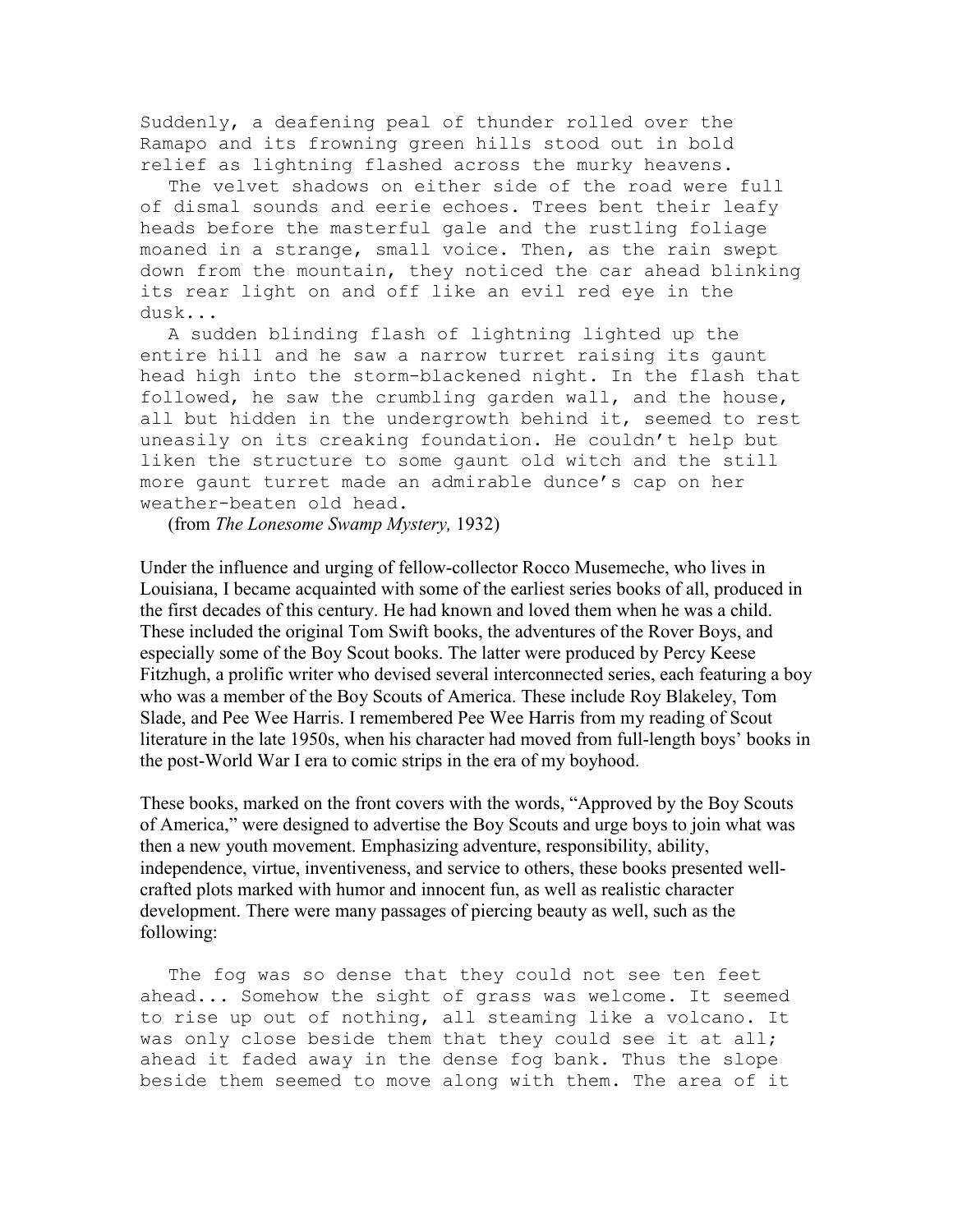Suddenly, a deafening peal of thunder rolled over the Ramapo and its frowning green hills stood out in bold relief as lightning flashed across the murky heavens.

The velvet shadows on either side of the road were full of dismal sounds and eerie echoes. Trees bent their leafy heads before the masterful gale and the rustling foliage moaned in a strange, small voice. Then, as the rain swept down from the mountain, they noticed the car ahead blinking its rear light on and off like an evil red eye in the dusk...

A sudden blinding flash of lightning lighted up the entire hill and he saw a narrow turret raising its gaunt head high into the storm-blackened night. In the flash that followed, he saw the crumbling garden wall, and the house, all but hidden in the undergrowth behind it, seemed to rest uneasily on its creaking foundation. He couldn't help but liken the structure to some gaunt old witch and the still more gaunt turret made an admirable dunce's cap on her weather-beaten old head.

(from *The Lonesome Swamp Mystery,* 1932)

Under the influence and urging of fellow-collector Rocco Musemeche, who lives in Louisiana, I became acquainted with some of the earliest series books of all, produced in the first decades of this century. He had known and loved them when he was a child. These included the original Tom Swift books, the adventures of the Rover Boys, and especially some of the Boy Scout books. The latter were produced by Percy Keese Fitzhugh, a prolific writer who devised several interconnected series, each featuring a boy who was a member of the Boy Scouts of America. These include Roy Blakeley, Tom Slade, and Pee Wee Harris. I remembered Pee Wee Harris from my reading of Scout literature in the late 1950s, when his character had moved from full-length boys' books in the post-World War I era to comic strips in the era of my boyhood.

These books, marked on the front covers with the words, "Approved by the Boy Scouts of America," were designed to advertise the Boy Scouts and urge boys to join what was then a new youth movement. Emphasizing adventure, responsibility, ability, independence, virtue, inventiveness, and service to others, these books presented well-crafted plots marked with humor and innocent fun, as well as realistic character development. There were many passages of piercing beauty as well, such as the following:

The fog was so dense that they could not see ten feet ahead... Somehow the sight of grass was welcome. It seemed to rise up out of nothing, all steaming like a volcano. It was only close beside them that they could see it at all; ahead it faded away in the dense fog bank. Thus the slope beside them seemed to move along with them. The area of it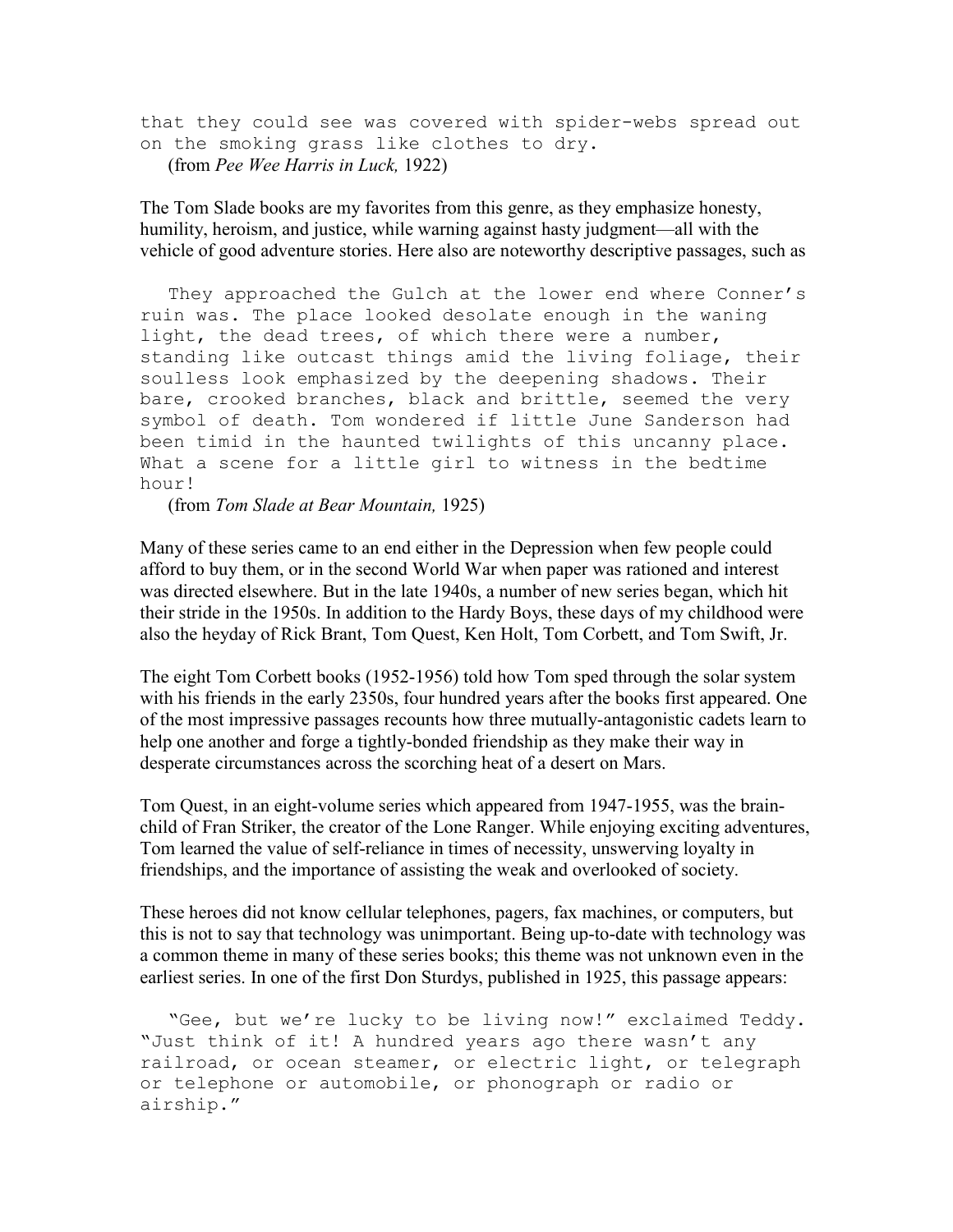that they could see was covered with spider-webs spread out on the smoking grass like clothes to dry.

(from *Pee Wee Harris in Luck,* 1922)

The Tom Slade books are my favorites from this genre, as they emphasize honesty, humility, heroism, and justice, while warning against hasty judgment—all with the vehicle of good adventure stories. Here also are noteworthy descriptive passages, such as

> They approached the Gulch at the lower end where Conner's ruin was. The place looked desolate enough in the waning light, the dead trees, of which there were a number, standing like outcast things amid the living foliage, their soulless look emphasized by the deepening shadows. Their bare, crooked branches, black and brittle, seemed the very symbol of death. Tom wondered if little June Sanderson had been timid in the haunted twilights of this uncanny place. What a scene for a little girl to witness in the bedtime hour!

(from *Tom Slade at Bear Mountain,* 1925)

Many of these series came to an end either in the Depression when few people could afford to buy them, or in the second World War when paper was rationed and interest was directed elsewhere. But in the late 1940s, a number of new series began, which hit their stride in the 1950s. In addition to the Hardy Boys, these days of my childhood were also the heyday of Rick Brant, Tom Quest, Ken Holt, Tom Corbett, and Tom Swift, Jr.

The eight Tom Corbett books (1952-1956) told how Tom sped through the solar system with his friends in the early 2350s, four hundred years after the books first appeared. One of the most impressive passages recounts how three mutually-antagonistic cadets learn to help one another and forge a tightly-bonded friendship as they make their way in desperate circumstances across the scorching heat of a desert on Mars.

Tom Quest, in an eight-volume series which appeared from 1947-1955, was the brain-child of Fran Striker, the creator of the Lone Ranger. While enjoying exciting adventures, Tom learned the value of self-reliance in times of necessity, unswerving loyalty in friendships, and the importance of assisting the weak and overlooked of society.

These heroes did not know cellular telephones, pagers, fax machines, or computers, but this is not to say that technology was unimportant. Being up-to-date with technology was a common theme in many of these series books; this theme was not unknown even in the earliest series. In one of the first Don Sturdys, published in 1925, this passage appears:

> "Gee, but we're lucky to be living now!" exclaimed Teddy. "Just think of it! A hundred years ago there wasn't any railroad, or ocean steamer, or electric light, or telegraph or telephone or automobile, or phonograph or radio or airship."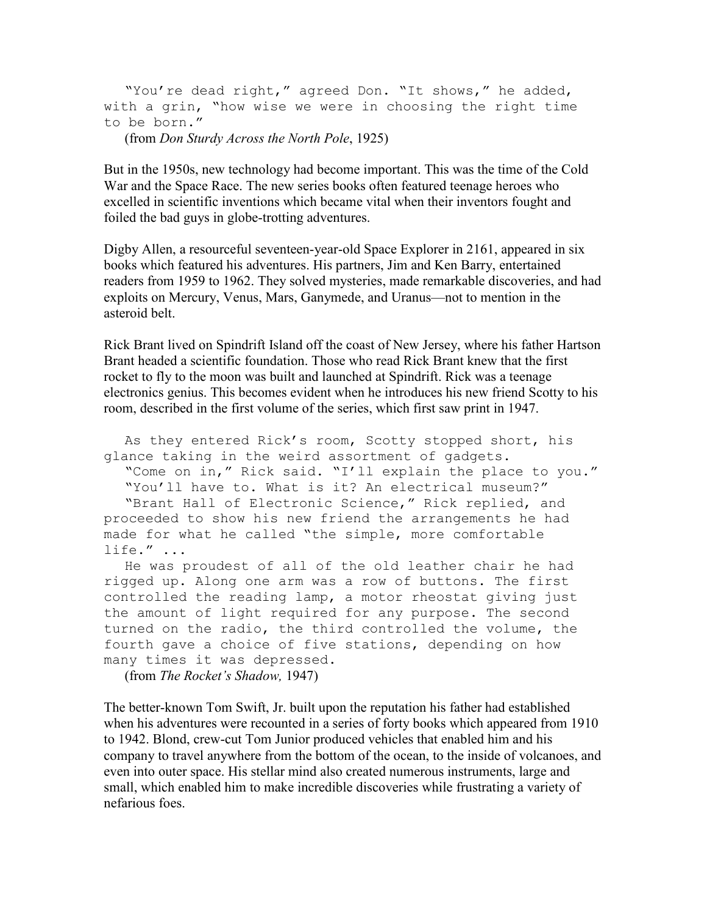"You're dead right," agreed Don. "It shows," he added, with a grin, "how wise we were in choosing the right time to be born."

(from *Don Sturdy Across the North Pole*, 1925)

But in the 1950s, new technology had become important. This was the time of the Cold War and the Space Race. The new series books often featured teenage heroes who excelled in scientific inventions which became vital when their inventors fought and foiled the bad guys in globe-trotting adventures.

Digby Allen, a resourceful seventeen-year-old Space Explorer in 2161, appeared in six books which featured his adventures. His partners, Jim and Ken Barry, entertained readers from 1959 to 1962. They solved mysteries, made remarkable discoveries, and had exploits on Mercury, Venus, Mars, Ganymede, and Uranus—not to mention in the asteroid belt.

Rick Brant lived on Spindrift Island off the coast of New Jersey, where his father Hartson Brant headed a scientific foundation. Those who read Rick Brant knew that the first rocket to fly to the moon was built and launched at Spindrift. Rick was a teenage electronics genius. This becomes evident when he introduces his new friend Scotty to his room, described in the first volume of the series, which first saw print in 1947.

As they entered Rick's room, Scotty stopped short, his glance taking in the weird assortment of gadgets.

"Come on in," Rick said. "I'll explain the place to you."

"You'll have to. What is it? An electrical museum?"

"Brant Hall of Electronic Science," Rick replied, and proceeded to show his new friend the arrangements he had made for what he called "the simple, more comfortable life." ...

He was proudest of all of the old leather chair he had rigged up. Along one arm was a row of buttons. The first controlled the reading lamp, a motor rheostat giving just the amount of light required for any purpose. The second turned on the radio, the third controlled the volume, the fourth gave a choice of five stations, depending on how many times it was depressed.

(from *The Rocket's Shadow,* 1947)

The better-known Tom Swift, Jr. built upon the reputation his father had established when his adventures were recounted in a series of forty books which appeared from 1910 to 1942. Blond, crew-cut Tom Junior produced vehicles that enabled him and his company to travel anywhere from the bottom of the ocean, to the inside of volcanoes, and even into outer space. His stellar mind also created numerous instruments, large and small, which enabled him to make incredible discoveries while frustrating a variety of nefarious foes.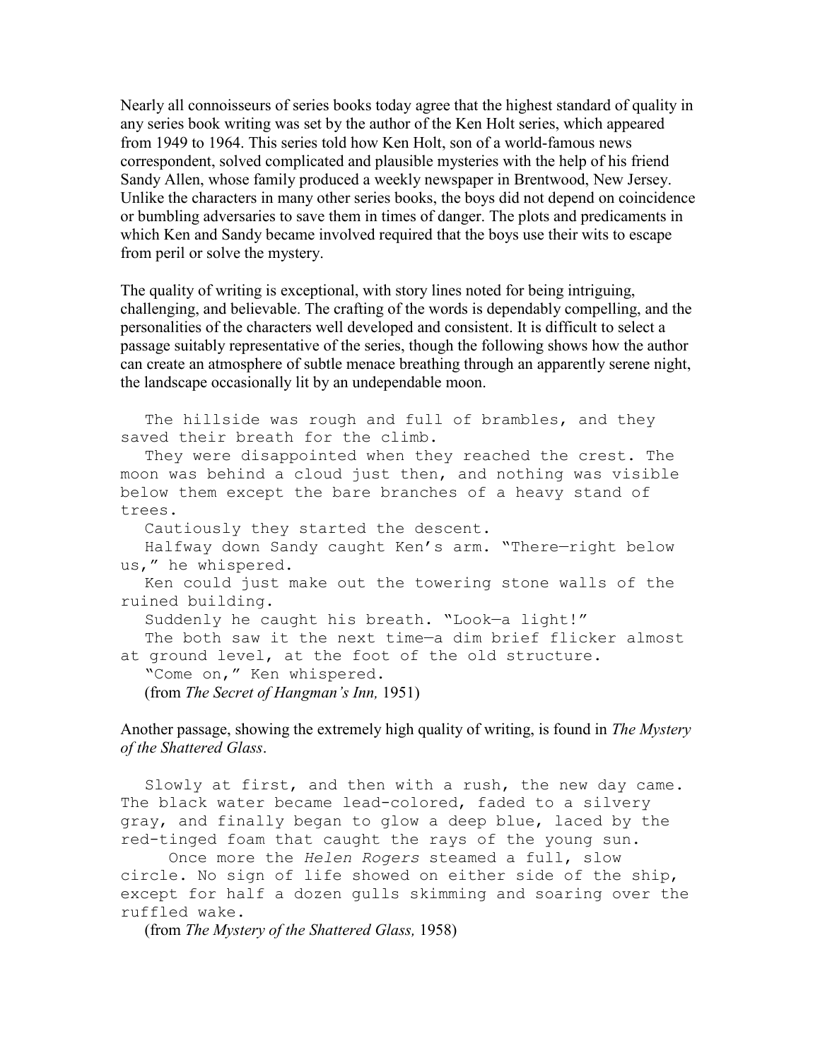Nearly all connoisseurs of series books today agree that the highest standard of quality in any series book writing was set by the author of the Ken Holt series, which appeared from 1949 to 1964. This series told how Ken Holt, son of a world-famous news correspondent, solved complicated and plausible mysteries with the help of his friend Sandy Allen, whose family produced a weekly newspaper in Brentwood, New Jersey. Unlike the characters in many other series books, the boys did not depend on coincidence or bumbling adversaries to save them in times of danger. The plots and predicaments in which Ken and Sandy became involved required that the boys use their wits to escape from peril or solve the mystery.

The quality of writing is exceptional, with story lines noted for being intriguing, challenging, and believable. The crafting of the words is dependably compelling, and the personalities of the characters well developed and consistent. It is difficult to select a passage suitably representative of the series, though the following shows how the author can create an atmosphere of subtle menace breathing through an apparently serene night, the landscape occasionally lit by an undependable moon.

> The hillside was rough and full of brambles, and they saved their breath for the climb.
>
> They were disappointed when they reached the crest. The moon was behind a cloud just then, and nothing was visible below them except the bare branches of a heavy stand of trees.
>
> Cautiously they started the descent.
>
> Halfway down Sandy caught Ken's arm. "There—right below us," he whispered.
>
> Ken could just make out the towering stone walls of the ruined building.
>
> Suddenly he caught his breath. "Look—a light!"
>
> The both saw it the next time—a dim brief flicker almost at ground level, at the foot of the old structure.
>
> "Come on," Ken whispered.
>
> (from *The Secret of Hangman's Inn,* 1951)

Another passage, showing the extremely high quality of writing, is found in *The Mystery of the Shattered Glass*.

> Slowly at first, and then with a rush, the new day came. The black water became lead-colored, faded to a silvery gray, and finally began to glow a deep blue, laced by the red-tinged foam that caught the rays of the young sun.
>
> Once more the *Helen Rogers* steamed a full, slow circle. No sign of life showed on either side of the ship, except for half a dozen gulls skimming and soaring over the ruffled wake.
>
> (from *The Mystery of the Shattered Glass,* 1958)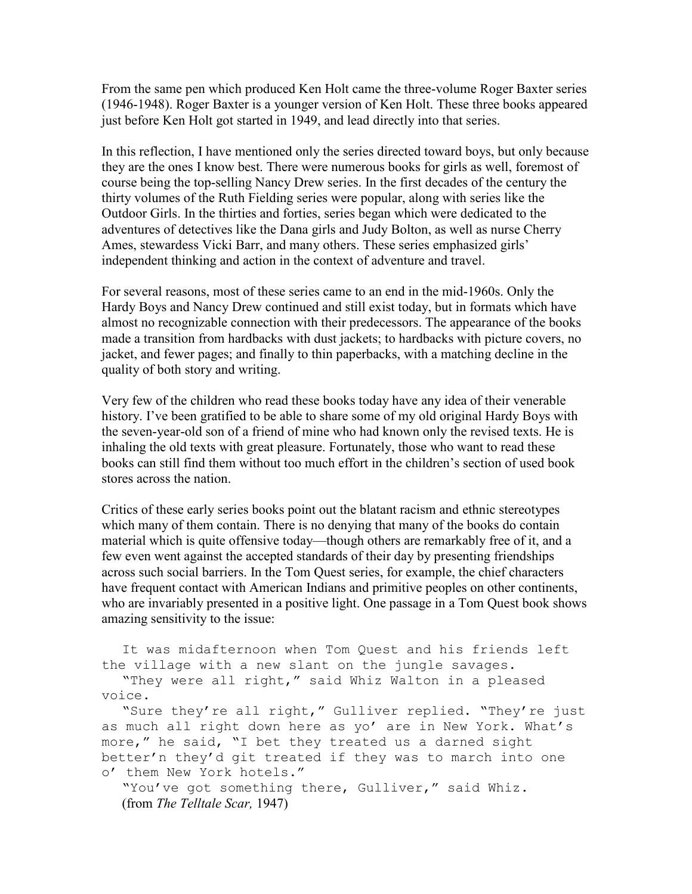From the same pen which produced Ken Holt came the three-volume Roger Baxter series (1946-1948). Roger Baxter is a younger version of Ken Holt. These three books appeared just before Ken Holt got started in 1949, and lead directly into that series.

In this reflection, I have mentioned only the series directed toward boys, but only because they are the ones I know best. There were numerous books for girls as well, foremost of course being the top-selling Nancy Drew series. In the first decades of the century the thirty volumes of the Ruth Fielding series were popular, along with series like the Outdoor Girls. In the thirties and forties, series began which were dedicated to the adventures of detectives like the Dana girls and Judy Bolton, as well as nurse Cherry Ames, stewardess Vicki Barr, and many others. These series emphasized girls' independent thinking and action in the context of adventure and travel.

For several reasons, most of these series came to an end in the mid-1960s. Only the Hardy Boys and Nancy Drew continued and still exist today, but in formats which have almost no recognizable connection with their predecessors. The appearance of the books made a transition from hardbacks with dust jackets; to hardbacks with picture covers, no jacket, and fewer pages; and finally to thin paperbacks, with a matching decline in the quality of both story and writing.

Very few of the children who read these books today have any idea of their venerable history. I've been gratified to be able to share some of my old original Hardy Boys with the seven-year-old son of a friend of mine who had known only the revised texts. He is inhaling the old texts with great pleasure. Fortunately, those who want to read these books can still find them without too much effort in the children's section of used book stores across the nation.

Critics of these early series books point out the blatant racism and ethnic stereotypes which many of them contain. There is no denying that many of the books do contain material which is quite offensive today—though others are remarkably free of it, and a few even went against the accepted standards of their day by presenting friendships across such social barriers. In the Tom Quest series, for example, the chief characters have frequent contact with American Indians and primitive peoples on other continents, who are invariably presented in a positive light. One passage in a Tom Quest book shows amazing sensitivity to the issue:

> It was midafternoon when Tom Quest and his friends left the village with a new slant on the jungle savages.
>
> "They were all right," said Whiz Walton in a pleased voice.
>
> "Sure they're all right," Gulliver replied. "They're just as much all right down here as yo' are in New York. What's more," he said, "I bet they treated us a darned sight better'n they'd git treated if they was to march into one o' them New York hotels."
>
> "You've got something there, Gulliver," said Whiz.
>
> (from *The Telltale Scar,* 1947)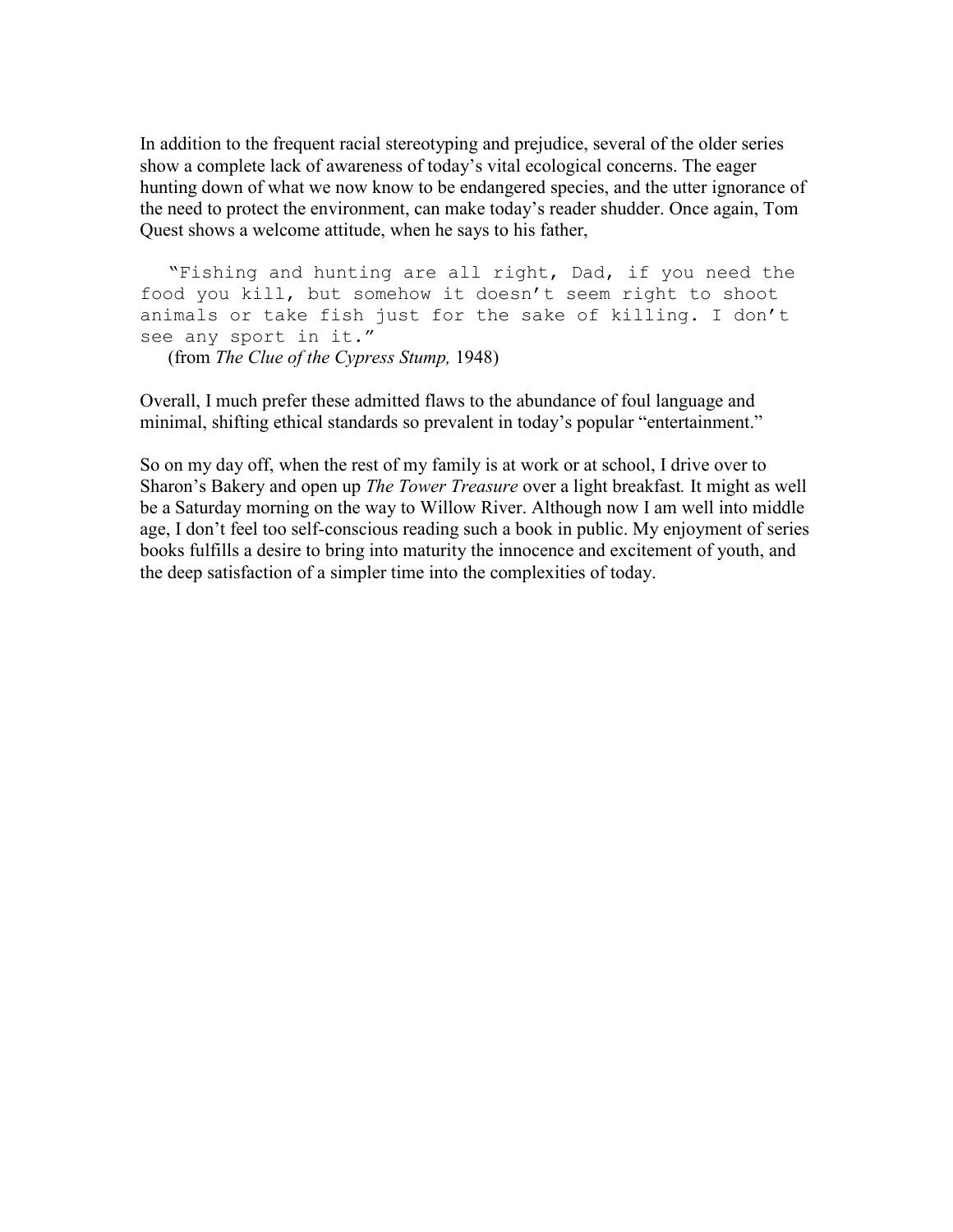In addition to the frequent racial stereotyping and prejudice, several of the older series show a complete lack of awareness of today's vital ecological concerns. The eager hunting down of what we now know to be endangered species, and the utter ignorance of the need to protect the environment, can make today's reader shudder. Once again, Tom Quest shows a welcome attitude, when he says to his father,

> "Fishing and hunting are all right, Dad, if you need the food you kill, but somehow it doesn't seem right to shoot animals or take fish just for the sake of killing. I don't see any sport in it."
>
> (from *The Clue of the Cypress Stump,* 1948)

Overall, I much prefer these admitted flaws to the abundance of foul language and minimal, shifting ethical standards so prevalent in today's popular "entertainment."

So on my day off, when the rest of my family is at work or at school, I drive over to Sharon's Bakery and open up *The Tower Treasure* over a light breakfast. It might as well be a Saturday morning on the way to Willow River. Although now I am well into middle age, I don't feel too self-conscious reading such a book in public. My enjoyment of series books fulfills a desire to bring into maturity the innocence and excitement of youth, and the deep satisfaction of a simpler time into the complexities of today.